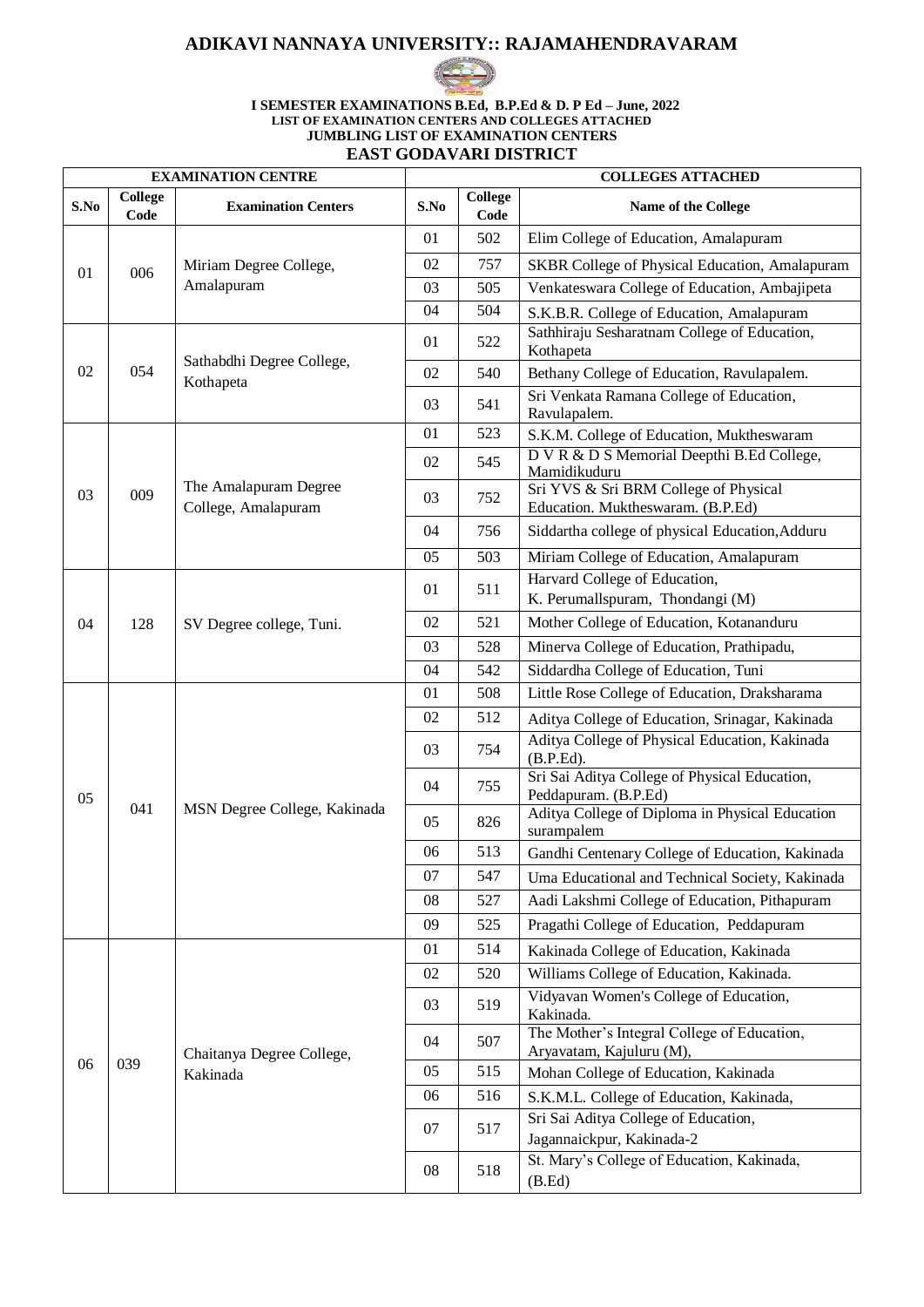# ADIKAVI NANNAYA UNIVERSITY:: RAJAMAHENDRAVARAM

**I SEMESTER EXAMINATIONS B.Ed, B.P.Ed & D. P Ed – June, 2022**
**LIST OF EXAMINATION CENTERS AND COLLEGES ATTACHED**
**JUMBLING LIST OF EXAMINATION CENTERS**

## EAST GODAVARI DISTRICT

| EXAMINATION CENTRE | | | COLLEGES ATTACHED | | |
|---|---|---|---|---|---|
| **S.No** | **College Code** | **Examination Centers** | **S.No** | **College Code** | **Name of the College** |
| 01 | 006 | Miriam Degree College, Amalapuram | 01 | 502 | Elim College of Education, Amalapuram |
| | | | 02 | 757 | SKBR College of Physical Education, Amalapuram |
| | | | 03 | 505 | Venkateswara College of Education, Ambajipeta |
| | | | 04 | 504 | S.K.B.R. College of Education, Amalapuram |
| 02 | 054 | Sathabdhi Degree College, Kothapeta | 01 | 522 | Sathhiraju Sesharatnam College of Education, Kothapeta |
| | | | 02 | 540 | Bethany College of Education, Ravulapalem. |
| | | | 03 | 541 | Sri Venkata Ramana College of Education, Ravulapalem. |
| 03 | 009 | The Amalapuram Degree College, Amalapuram | 01 | 523 | S.K.M. College of Education, Muktheswaram |
| | | | 02 | 545 | D V R & D S Memorial Deepthi B.Ed College, Mamidikuduru |
| | | | 03 | 752 | Sri YVS & Sri BRM College of Physical Education. Muktheswaram. (B.P.Ed) |
| | | | 04 | 756 | Siddartha college of physical Education,Adduru |
| | | | 05 | 503 | Miriam College of Education, Amalapuram |
| 04 | 128 | SV Degree college, Tuni. | 01 | 511 | Harvard College of Education, K. Perumallspuram, Thondangi (M) |
| | | | 02 | 521 | Mother College of Education, Kotananduru |
| | | | 03 | 528 | Minerva College of Education, Prathipadu, |
| | | | 04 | 542 | Siddardha College of Education, Tuni |
| 05 | 041 | MSN Degree College, Kakinada | 01 | 508 | Little Rose College of Education, Draksharama |
| | | | 02 | 512 | Aditya College of Education, Srinagar, Kakinada |
| | | | 03 | 754 | Aditya College of Physical Education, Kakinada (B.P.Ed). |
| | | | 04 | 755 | Sri Sai Aditya College of Physical Education, Peddapuram. (B.P.Ed) |
| | | | 05 | 826 | Aditya College of Diploma in Physical Education surampalem |
| | | | 06 | 513 | Gandhi Centenary College of Education, Kakinada |
| | | | 07 | 547 | Uma Educational and Technical Society, Kakinada |
| | | | 08 | 527 | Aadi Lakshmi College of Education, Pithapuram |
| | | | 09 | 525 | Pragathi College of Education, Peddapuram |
| 06 | 039 | Chaitanya Degree College, Kakinada | 01 | 514 | Kakinada College of Education, Kakinada |
| | | | 02 | 520 | Williams College of Education, Kakinada. |
| | | | 03 | 519 | Vidyavan Women's College of Education, Kakinada. |
| | | | 04 | 507 | The Mother's Integral College of Education, Aryavatam, Kajuluru (M), |
| | | | 05 | 515 | Mohan College of Education, Kakinada |
| | | | 06 | 516 | S.K.M.L. College of Education, Kakinada, |
| | | | 07 | 517 | Sri Sai Aditya College of Education, Jagannaickpur, Kakinada-2 |
| | | | 08 | 518 | St. Mary's College of Education, Kakinada, (B.Ed) |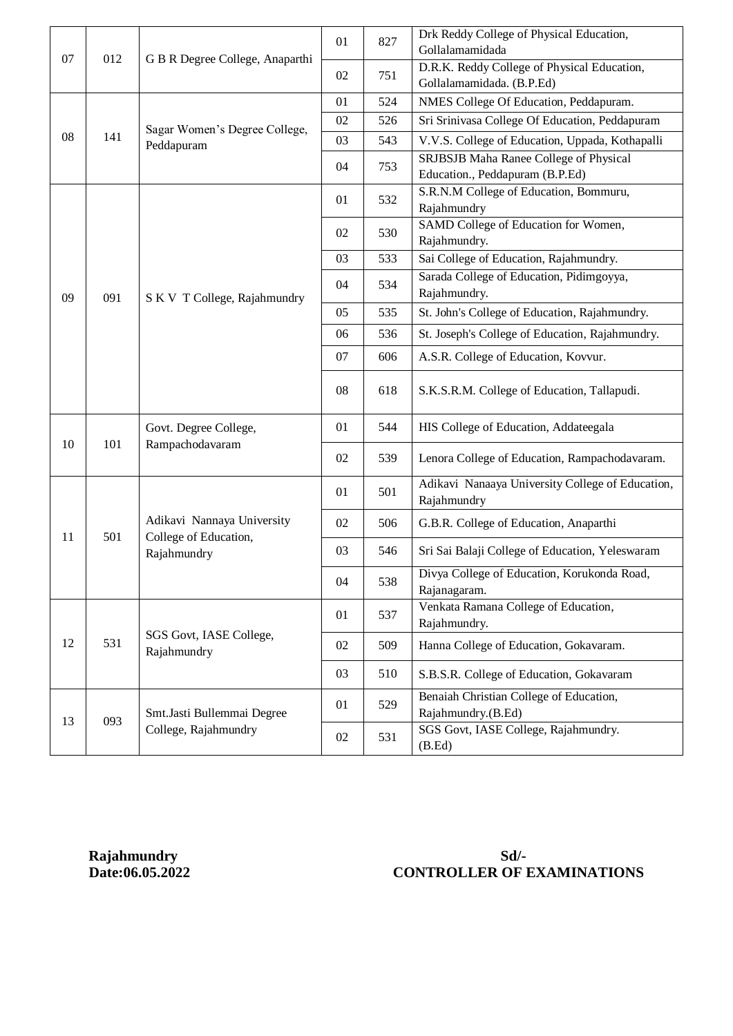| | | | | | |
|---|---|---|---|---|---|
| 07 | 012 | G B R Degree College, Anaparthi | 01 | 827 | Drk Reddy College of Physical Education, Gollalamamidada |
| | | | 02 | 751 | D.R.K. Reddy College of Physical Education, Gollalamamidada. (B.P.Ed) |
| 08 | 141 | Sagar Women's Degree College, Peddapuram | 01 | 524 | NMES College Of Education, Peddapuram. |
| | | | 02 | 526 | Sri Srinivasa College Of Education, Peddapuram |
| | | | 03 | 543 | V.V.S. College of Education, Uppada, Kothapalli |
| | | | 04 | 753 | SRJBSJB Maha Ranee College of Physical Education., Peddapuram (B.P.Ed) |
| 09 | 091 | S K V T College, Rajahmundry | 01 | 532 | S.R.N.M College of Education, Bommuru, Rajahmundry |
| | | | 02 | 530 | SAMD College of Education for Women, Rajahmundry. |
| | | | 03 | 533 | Sai College of Education, Rajahmundry. |
| | | | 04 | 534 | Sarada College of Education, Pidimgoyya, Rajahmundry. |
| | | | 05 | 535 | St. John's College of Education, Rajahmundry. |
| | | | 06 | 536 | St. Joseph's College of Education, Rajahmundry. |
| | | | 07 | 606 | A.S.R. College of Education, Kovvur. |
| | | | 08 | 618 | S.K.S.R.M. College of Education, Tallapudi. |
| 10 | 101 | Govt. Degree College, Rampachodavaram | 01 | 544 | HIS College of Education, Addateegala |
| | | | 02 | 539 | Lenora College of Education, Rampachodavaram. |
| 11 | 501 | Adikavi Nannaya University College of Education, Rajahmundry | 01 | 501 | Adikavi Nanaaya University College of Education, Rajahmundry |
| | | | 02 | 506 | G.B.R. College of Education, Anaparthi |
| | | | 03 | 546 | Sri Sai Balaji College of Education, Yeleswaram |
| | | | 04 | 538 | Divya College of Education, Korukonda Road, Rajanagaram. |
| 12 | 531 | SGS Govt, IASE College, Rajahmundry | 01 | 537 | Venkata Ramana College of Education, Rajahmundry. |
| | | | 02 | 509 | Hanna College of Education, Gokavaram. |
| | | | 03 | 510 | S.B.S.R. College of Education, Gokavaram |
| 13 | 093 | Smt.Jasti Bullemmai Degree College, Rajahmundry | 01 | 529 | Benaiah Christian College of Education, Rajahmundry.(B.Ed) |
| | | | 02 | 531 | SGS Govt, IASE College, Rajahmundry. (B.Ed) |

**Rajahmundry**
**Date:06.05.2022**

**Sd/-**
**CONTROLLER OF EXAMINATIONS**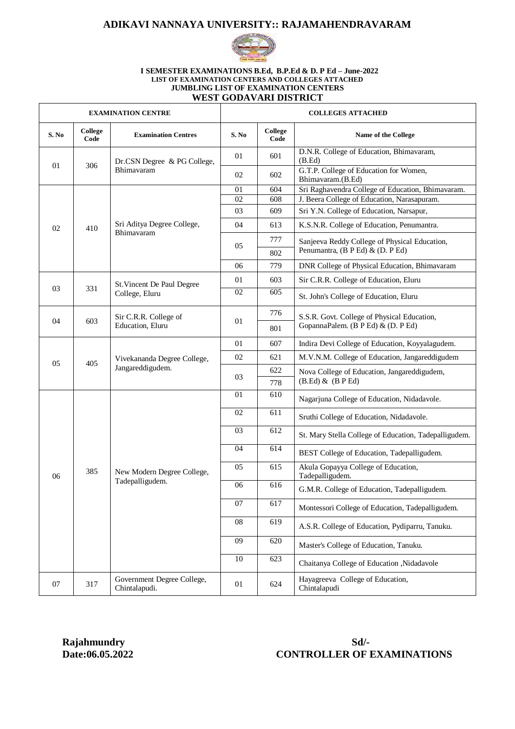# ADIKAVI NANNAYA UNIVERSITY:: RAJAMAHENDRAVARAM

**I SEMESTER EXAMINATIONS B.Ed, B.P.Ed & D. P Ed – June-2022**
**LIST OF EXAMINATION CENTERS AND COLLEGES ATTACHED**
**JUMBLING LIST OF EXAMINATION CENTERS**
**WEST GODAVARI DISTRICT**

| EXAMINATION CENTRE | | | COLLEGES ATTACHED | | |
|---|---|---|---|---|---|
| **S. No** | **College Code** | **Examination Centres** | **S. No** | **College Code** | **Name of the College** |
| 01 | 306 | Dr.CSN Degree & PG College, Bhimavaram | 01 | 601 | D.N.R. College of Education, Bhimavaram, (B.Ed) |
| | | | 02 | 602 | G.T.P. College of Education for Women, Bhimavaram.(B.Ed) |
| 02 | 410 | Sri Aditya Degree College, Bhimavaram | 01 | 604 | Sri Raghavendra College of Education, Bhimavaram. |
| | | | 02 | 608 | J. Beera College of Education, Narasapuram. |
| | | | 03 | 609 | Sri Y.N. College of Education, Narsapur, |
| | | | 04 | 613 | K.S.N.R. College of Education, Penumantra. |
| | | | 05 | 777 | Sanjeeva Reddy College of Physical Education, Penumantra, (B P Ed) & (D. P Ed) |
| | | | | 802 | |
| | | | 06 | 779 | DNR College of Physical Education, Bhimavaram |
| 03 | 331 | St.Vincent De Paul Degree College, Eluru | 01 | 603 | Sir C.R.R. College of Education, Eluru |
| | | | 02 | 605 | St. John's College of Education, Eluru |
| 04 | 603 | Sir C.R.R. College of Education, Eluru | 01 | 776 | S.S.R. Govt. College of Physical Education, GopannaPalem. (B P Ed) & (D. P Ed) |
| | | | | 801 | |
| 05 | 405 | Vivekananda Degree College, Jangareddigudem. | 01 | 607 | Indira Devi College of Education, Koyyalagudem. |
| | | | 02 | 621 | M.V.N.M. College of Education, Jangareddigudem |
| | | | 03 | 622 | Nova College of Education, Jangareddigudem, (B.Ed) & (B P Ed) |
| | | | | 778 | |
| 06 | 385 | New Modern Degree College, Tadepalligudem. | 01 | 610 | Nagarjuna College of Education, Nidadavole. |
| | | | 02 | 611 | Sruthi College of Education, Nidadavole. |
| | | | 03 | 612 | St. Mary Stella College of Education, Tadepalligudem. |
| | | | 04 | 614 | BEST College of Education, Tadepalligudem. |
| | | | 05 | 615 | Akula Gopayya College of Education, Tadepalligudem. |
| | | | 06 | 616 | G.M.R. College of Education, Tadepalligudem. |
| | | | 07 | 617 | Montessori College of Education, Tadepalligudem. |
| | | | 08 | 619 | A.S.R. College of Education, Pydiparru, Tanuku. |
| | | | 09 | 620 | Master's College of Education, Tanuku. |
| | | | 10 | 623 | Chaitanya College of Education ,Nidadavole |
| 07 | 317 | Government Degree College, Chintalapudi. | 01 | 624 | Hayagreeva College of Education, Chintalapudi |

**Rajahmundry**
**Date:06.05.2022**

**Sd/-**
**CONTROLLER OF EXAMINATIONS**